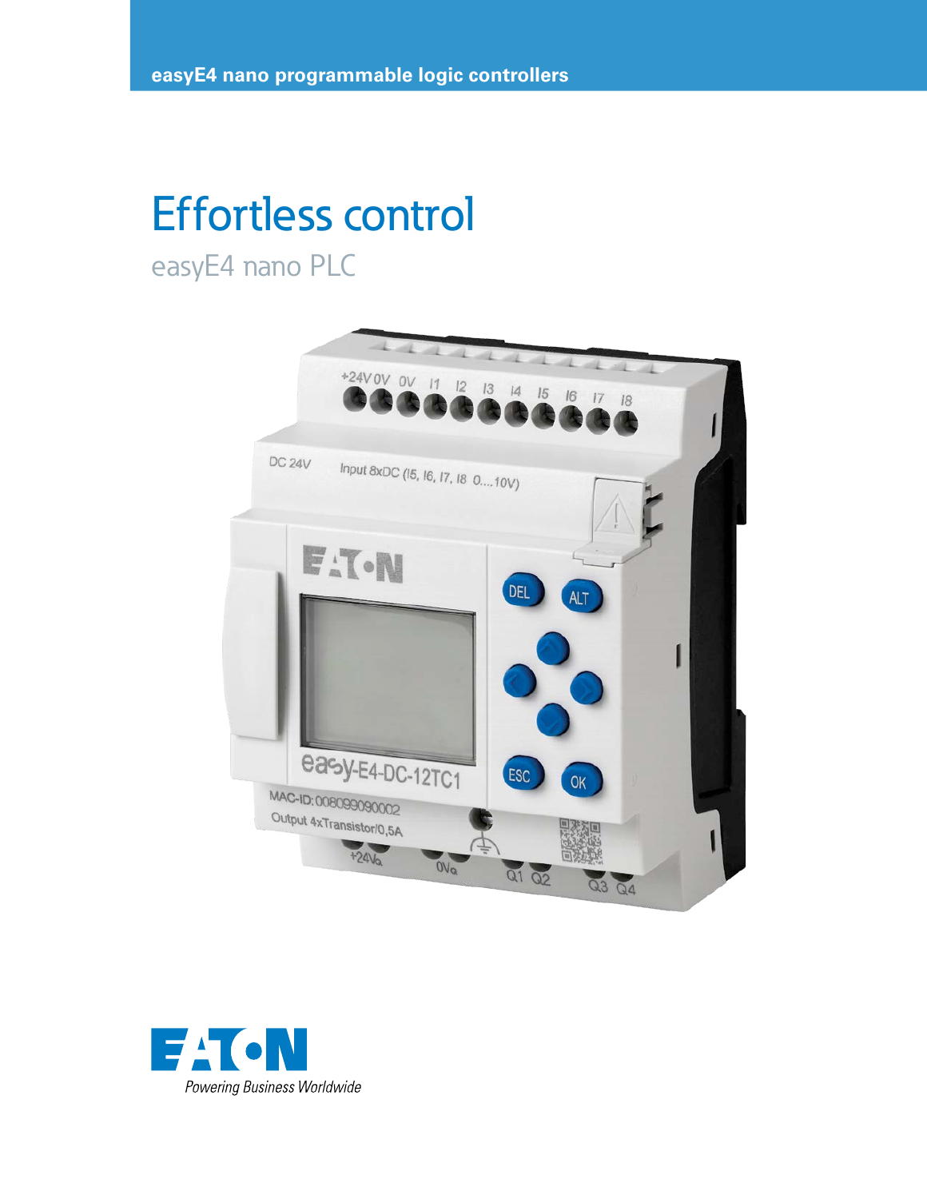easyE4 nano programmable logic controllers

# Effortless control

## easyE4 nano PLC

Powering Business Worldwide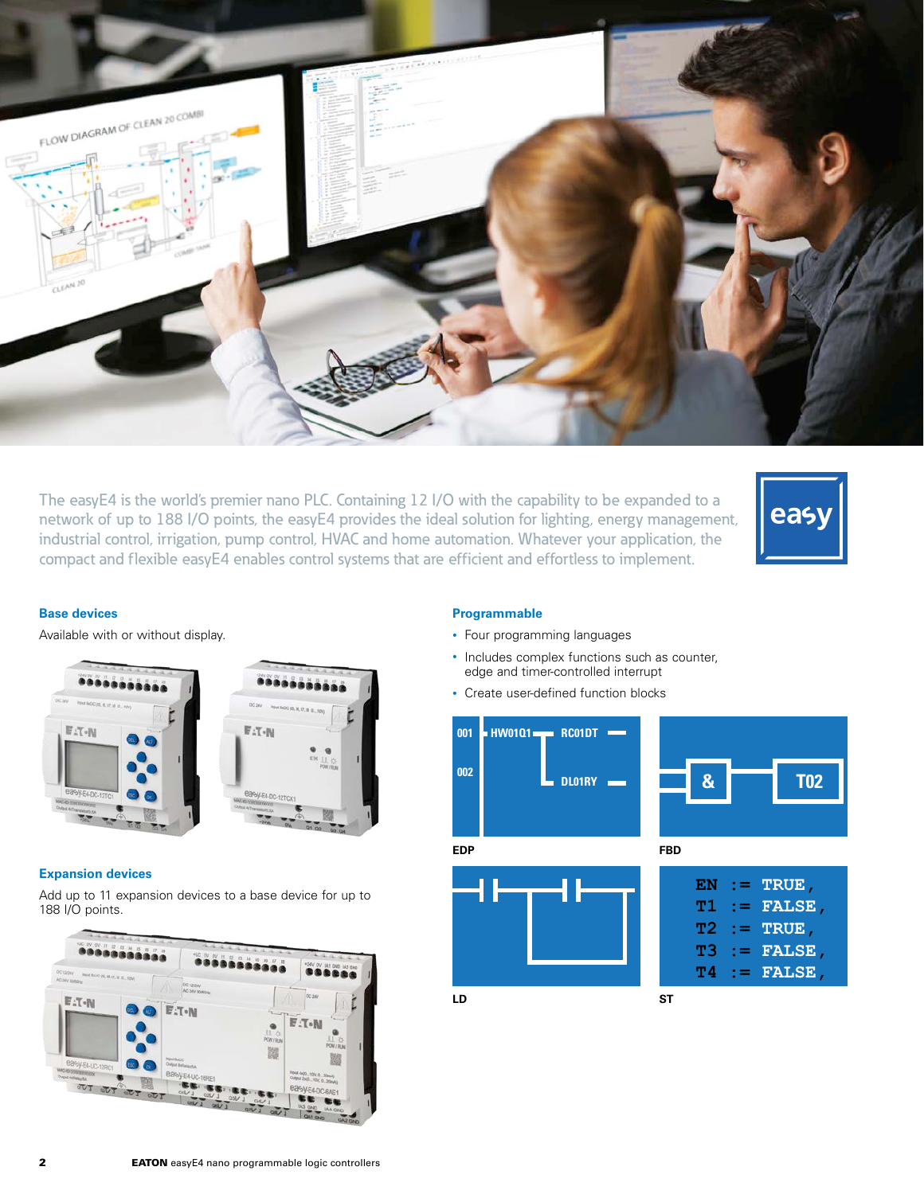The easyE4 is the world's premier nano PLC. Containing 12 I/O with the capability to be expanded to a network of up to 188 I/O points, the easyE4 provides the ideal solution for lighting, energy management, industrial control, irrigation, pump control, HVAC and home automation. Whatever your application, the compact and flexible easyE4 enables control systems that are efficient and effortless to implement.

### Base devices

Available with or without display.

### Expansion devices

Add up to 11 expansion devices to a base device for up to 188 I/O points.

### Programmable

- Four programming languages
- Includes complex functions such as counter, edge and timer-controlled interrupt
- Create user-defined function blocks

EDP

FBD

LD

ST

```
EN := TRUE,
T1 := FALSE,
T2 := TRUE,
T3 := FALSE,
T4 := FALSE,
```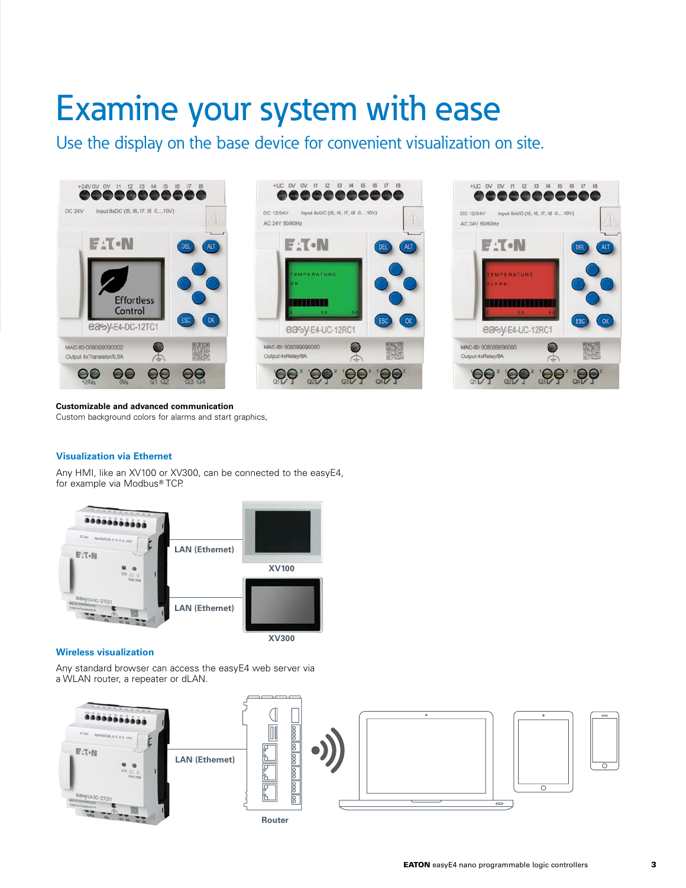# Examine your system with ease

## Use the display on the base device for convenient visualization on site.

**Customizable and advanced communication**
Custom background colors for alarms and start graphics,

### Visualization via Ethernet

Any HMI, like an XV100 or XV300, can be connected to the easyE4, for example via Modbus® TCP.

LAN (Ethernet)

XV100

LAN (Ethernet)

XV300

### Wireless visualization

Any standard browser can access the easyE4 web server via a WLAN router, a repeater or dLAN.

LAN (Ethernet)

Router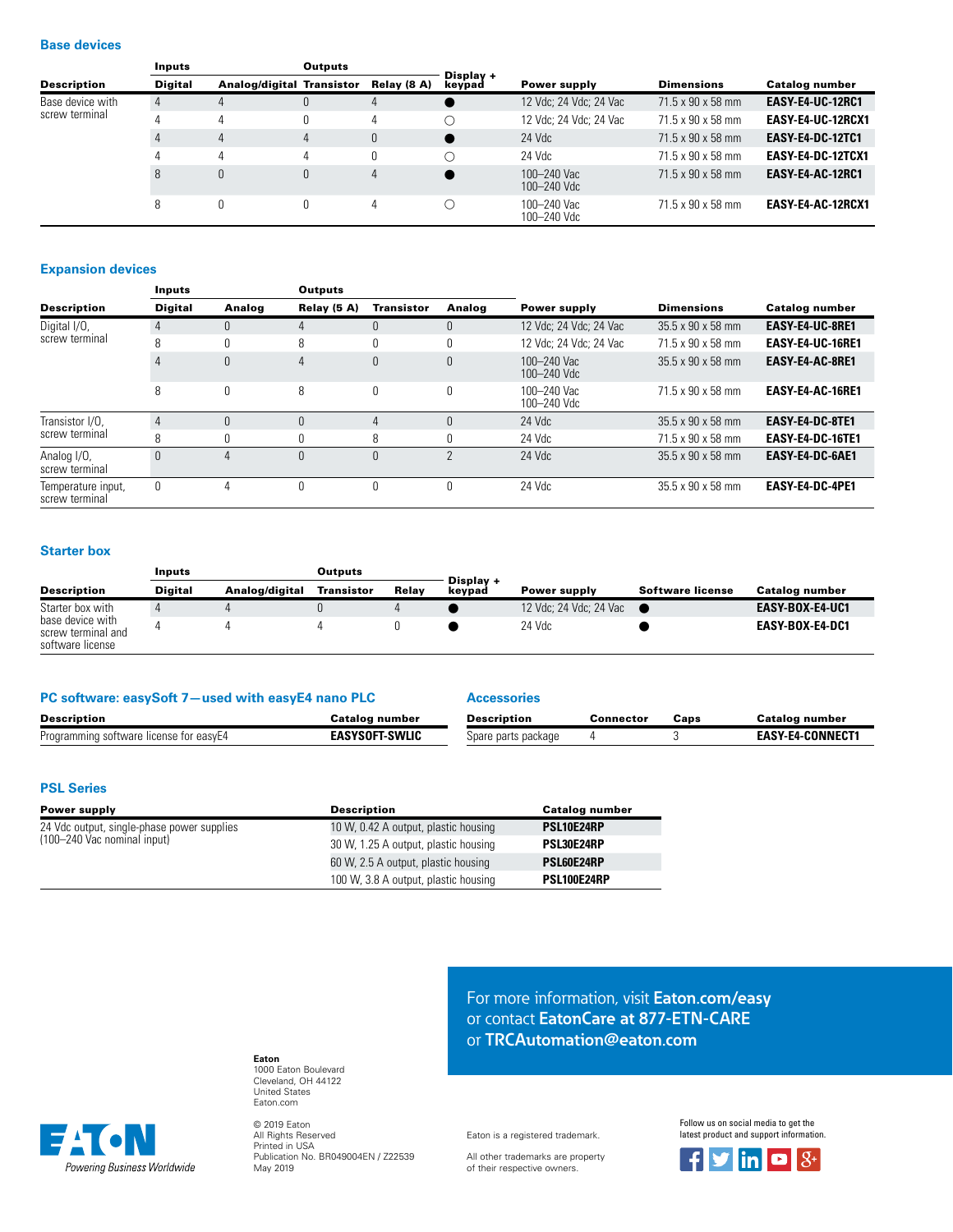## Base devices

| Description | Inputs | | Outputs | | Display + keypad | Power supply | Dimensions | Catalog number |
|---|---|---|---|---|---|---|---|---|
| | Digital | Analog/digital | Transistor | Relay (8 A) | | | | |
| Base device with screw terminal | 4 | 4 | 0 | 4 | ● | 12 Vdc; 24 Vdc; 24 Vac | 71.5 x 90 x 58 mm | **EASY-E4-UC-12RC1** |
| | 4 | 4 | 0 | 4 | ○ | 12 Vdc; 24 Vdc; 24 Vac | 71.5 x 90 x 58 mm | **EASY-E4-UC-12RCX1** |
| | 4 | 4 | 4 | 0 | ● | 24 Vdc | 71.5 x 90 x 58 mm | **EASY-E4-DC-12TC1** |
| | 4 | 4 | 4 | 0 | ○ | 24 Vdc | 71.5 x 90 x 58 mm | **EASY-E4-DC-12TCX1** |
| | 8 | 0 | 0 | 4 | ● | 100–240 Vac 100–240 Vdc | 71.5 x 90 x 58 mm | **EASY-E4-AC-12RC1** |
| | 8 | 0 | 0 | 4 | ○ | 100–240 Vac 100–240 Vdc | 71.5 x 90 x 58 mm | **EASY-E4-AC-12RCX1** |

## Expansion devices

| Description | Inputs | | Outputs | | | Power supply | Dimensions | Catalog number |
|---|---|---|---|---|---|---|---|---|
| | Digital | Analog | Relay (5 A) | Transistor | Analog | | | |
| Digital I/O, screw terminal | 4 | 0 | 4 | 0 | 0 | 12 Vdc; 24 Vdc; 24 Vac | 35.5 x 90 x 58 mm | **EASY-E4-UC-8RE1** |
| | 8 | 0 | 8 | 0 | 0 | 12 Vdc; 24 Vdc; 24 Vac | 71.5 x 90 x 58 mm | **EASY-E4-UC-16RE1** |
| | 4 | 0 | 4 | 0 | 0 | 100–240 Vac 100–240 Vdc | 35.5 x 90 x 58 mm | **EASY-E4-AC-8RE1** |
| | 8 | 0 | 8 | 0 | 0 | 100–240 Vac 100–240 Vdc | 71.5 x 90 x 58 mm | **EASY-E4-AC-16RE1** |
| Transistor I/O, screw terminal | 4 | 0 | 0 | 4 | 0 | 24 Vdc | 35.5 x 90 x 58 mm | **EASY-E4-DC-8TE1** |
| | 8 | 0 | 0 | 8 | 0 | 24 Vdc | 71.5 x 90 x 58 mm | **EASY-E4-DC-16TE1** |
| Analog I/O, screw terminal | 0 | 4 | 0 | 0 | 2 | 24 Vdc | 35.5 x 90 x 58 mm | **EASY-E4-DC-6AE1** |
| Temperature input, screw terminal | 0 | 4 | 0 | 0 | 0 | 24 Vdc | 35.5 x 90 x 58 mm | **EASY-E4-DC-4PE1** |

## Starter box

| Description | Inputs | | Outputs | | Display + keypad | Power supply | Software license | Catalog number |
|---|---|---|---|---|---|---|---|---|
| | Digital | Analog/digital | Transistor | Relay | | | | |
| Starter box with base device with screw terminal and software license | 4 | 4 | 0 | 4 | ● | 12 Vdc; 24 Vdc; 24 Vac | ● | **EASY-BOX-E4-UC1** |
| | 4 | 4 | 4 | 0 | ● | 24 Vdc | ● | **EASY-BOX-E4-DC1** |

## PC software: easySoft 7—used with easyE4 nano PLC

| Description | Catalog number |
|---|---|
| Programming software license for easyE4 | **EASYSOFT-SWLIC** |

## Accessories

| Description | Connector | Caps | Catalog number |
|---|---|---|---|
| Spare parts package | 4 | 3 | **EASY-E4-CONNECT1** |

## PSL Series

| Power supply | Description | Catalog number |
|---|---|---|
| 24 Vdc output, single-phase power supplies (100–240 Vac nominal input) | 10 W, 0.42 A output, plastic housing | **PSL10E24RP** |
| | 30 W, 1.25 A output, plastic housing | **PSL30E24RP** |
| | 60 W, 2.5 A output, plastic housing | **PSL60E24RP** |
| | 100 W, 3.8 A output, plastic housing | **PSL100E24RP** |

For more information, visit **Eaton.com/easy**
or contact **EatonCare at 877-ETN-CARE**
or **TRCAutomation@eaton.com**

**Eaton**
1000 Eaton Boulevard
Cleveland, OH 44122
United States
Eaton.com

© 2019 Eaton
All Rights Reserved
Printed in USA
Publication No. BR049004EN / Z22539
May 2019

Eaton is a registered trademark.

All other trademarks are property of their respective owners.

Follow us on social media to get the latest product and support information.

Powering Business Worldwide